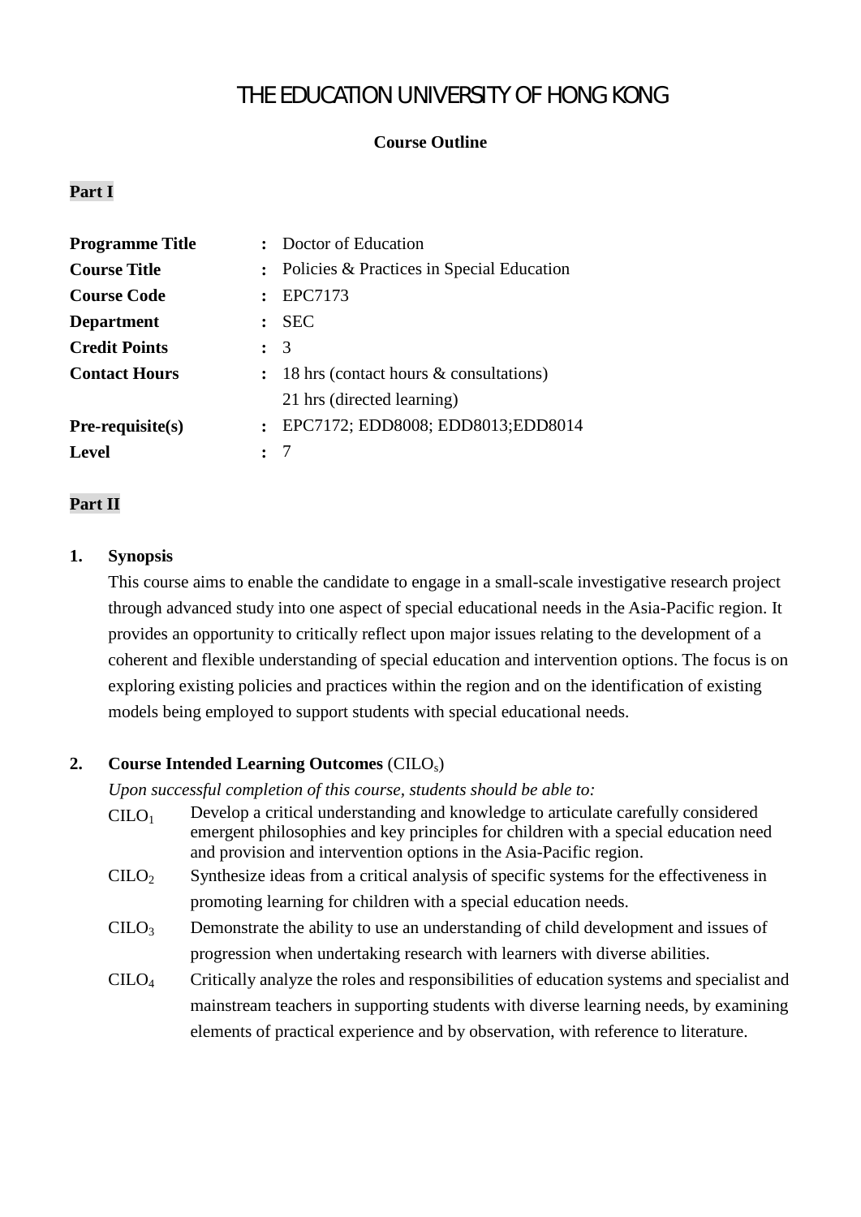# THE EDUCATION UNIVERSITY OF HONG KONG

**Course Outline**

**Part I**

| | | |
|---|---|---|
| **Programme Title** | : | Doctor of Education |
| **Course Title** | : | Policies & Practices in Special Education |
| **Course Code** | : | EPC7173 |
| **Department** | : | SEC |
| **Credit Points** | : | 3 |
| **Contact Hours** | : | 18 hrs (contact hours & consultations)<br>21 hrs (directed learning) |
| **Pre-requisite(s)** | : | EPC7172; EDD8008; EDD8013;EDD8014 |
| **Level** | : | 7 |

**Part II**

**1. Synopsis**

This course aims to enable the candidate to engage in a small-scale investigative research project through advanced study into one aspect of special educational needs in the Asia-Pacific region. It provides an opportunity to critically reflect upon major issues relating to the development of a coherent and flexible understanding of special education and intervention options. The focus is on exploring existing policies and practices within the region and on the identification of existing models being employed to support students with special educational needs.

**2. Course Intended Learning Outcomes** ($CILO_s$)

*Upon successful completion of this course, students should be able to:*

$CILO_1$ Develop a critical understanding and knowledge to articulate carefully considered emergent philosophies and key principles for children with a special education need and provision and intervention options in the Asia-Pacific region.

$CILO_2$ Synthesize ideas from a critical analysis of specific systems for the effectiveness in promoting learning for children with a special education needs.

$CILO_3$ Demonstrate the ability to use an understanding of child development and issues of progression when undertaking research with learners with diverse abilities.

$CILO_4$ Critically analyze the roles and responsibilities of education systems and specialist and mainstream teachers in supporting students with diverse learning needs, by examining elements of practical experience and by observation, with reference to literature.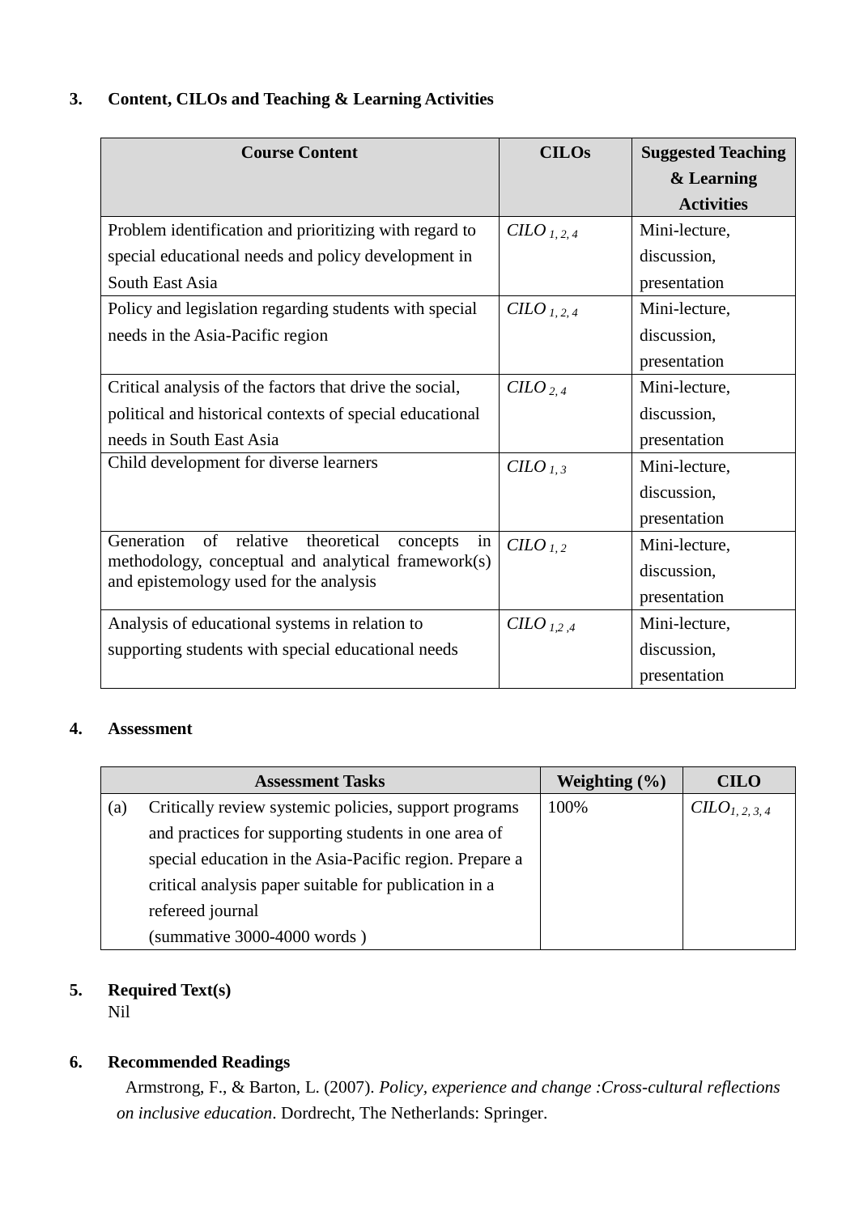## 3. Content, CILOs and Teaching & Learning Activities

| Course Content | CILOs | Suggested Teaching & Learning Activities |
| --- | --- | --- |
| Problem identification and prioritizing with regard to special educational needs and policy development in South East Asia | *CILO* $_{1, 2, 4}$ | Mini-lecture, discussion, presentation |
| Policy and legislation regarding students with special needs in the Asia-Pacific region | *CILO* $_{1, 2, 4}$ | Mini-lecture, discussion, presentation |
| Critical analysis of the factors that drive the social, political and historical contexts of special educational needs in South East Asia | *CILO* $_{2, 4}$ | Mini-lecture, discussion, presentation |
| Child development for diverse learners | *CILO* $_{1, 3}$ | Mini-lecture, discussion, presentation |
| Generation of relative theoretical concepts in methodology, conceptual and analytical framework(s) and epistemology used for the analysis | *CILO* $_{1, 2}$ | Mini-lecture, discussion, presentation |
| Analysis of educational systems in relation to supporting students with special educational needs | *CILO* $_{1,2 ,4}$ | Mini-lecture, discussion, presentation |

## 4. Assessment

| Assessment Tasks | Weighting (%) | CILO |
| --- | --- | --- |
| (a) Critically review systemic policies, support programs and practices for supporting students in one area of special education in the Asia-Pacific region. Prepare a critical analysis paper suitable for publication in a refereed journal (summative 3000-4000 words ) | 100% | *CILO*$_{1, 2, 3, 4}$ |

## 5. Required Text(s)

Nil

## 6. Recommended Readings

Armstrong, F., & Barton, L. (2007). *Policy, experience and change :Cross-cultural reflections on inclusive education*. Dordrecht, The Netherlands: Springer.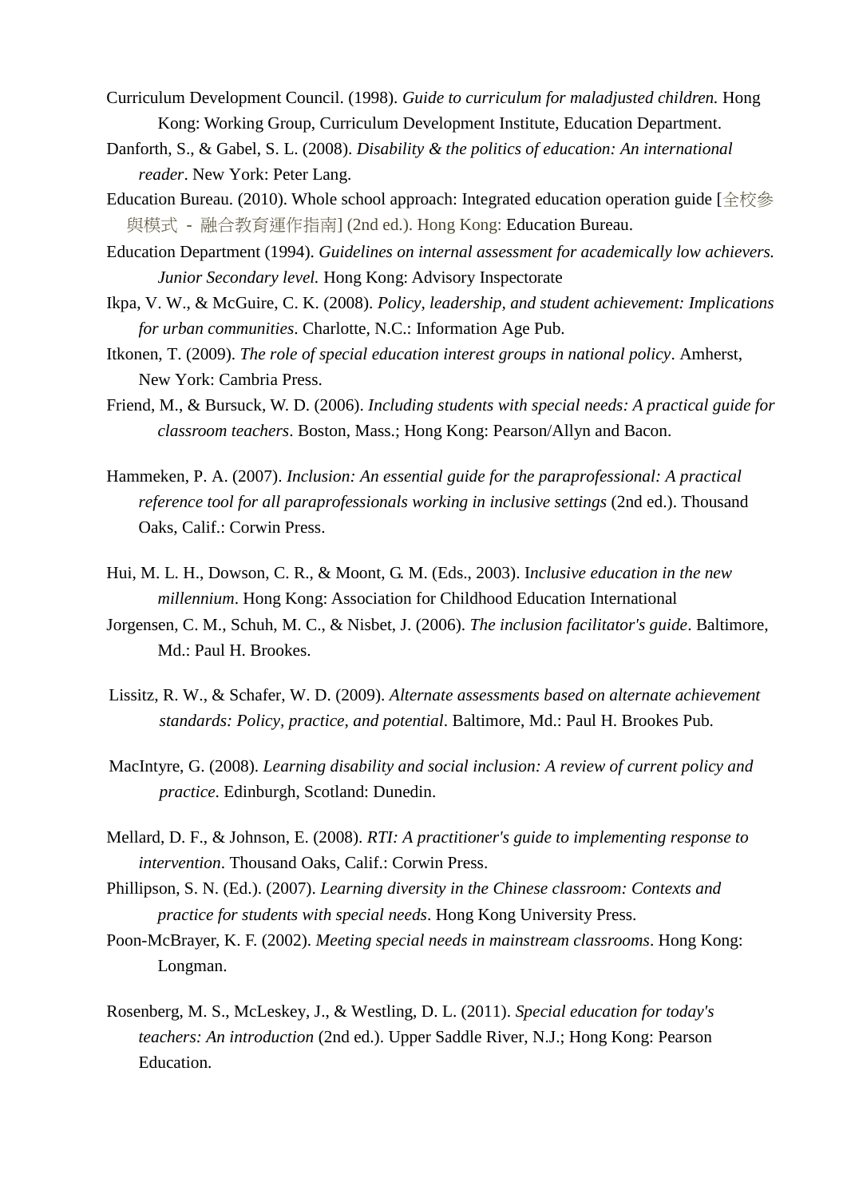Curriculum Development Council. (1998). *Guide to curriculum for maladjusted children.* Hong Kong: Working Group, Curriculum Development Institute, Education Department.

Danforth, S., & Gabel, S. L. (2008). *Disability & the politics of education: An international reader*. New York: Peter Lang.

Education Bureau. (2010). Whole school approach: Integrated education operation guide [全校參與模式 - 融合教育運作指南] (2nd ed.). Hong Kong: Education Bureau.

Education Department (1994). *Guidelines on internal assessment for academically low achievers. Junior Secondary level.* Hong Kong: Advisory Inspectorate

Ikpa, V. W., & McGuire, C. K. (2008). *Policy, leadership, and student achievement: Implications for urban communities*. Charlotte, N.C.: Information Age Pub.

Itkonen, T. (2009). *The role of special education interest groups in national policy*. Amherst, New York: Cambria Press.

Friend, M., & Bursuck, W. D. (2006). *Including students with special needs: A practical guide for classroom teachers*. Boston, Mass.; Hong Kong: Pearson/Allyn and Bacon.

Hammeken, P. A. (2007). *Inclusion: An essential guide for the paraprofessional: A practical reference tool for all paraprofessionals working in inclusive settings* (2nd ed.). Thousand Oaks, Calif.: Corwin Press.

Hui, M. L. H., Dowson, C. R., & Moont, G. M. (Eds., 2003). I*nclusive education in the new millennium*. Hong Kong: Association for Childhood Education International

Jorgensen, C. M., Schuh, M. C., & Nisbet, J. (2006). *The inclusion facilitator's guide*. Baltimore, Md.: Paul H. Brookes.

Lissitz, R. W., & Schafer, W. D. (2009). *Alternate assessments based on alternate achievement standards: Policy, practice, and potential*. Baltimore, Md.: Paul H. Brookes Pub.

MacIntyre, G. (2008). *Learning disability and social inclusion: A review of current policy and practice.* Edinburgh, Scotland: Dunedin.

Mellard, D. F., & Johnson, E. (2008). *RTI: A practitioner's guide to implementing response to intervention*. Thousand Oaks, Calif.: Corwin Press.

Phillipson, S. N. (Ed.). (2007). *Learning diversity in the Chinese classroom: Contexts and practice for students with special needs*. Hong Kong University Press.

Poon-McBrayer, K. F. (2002). *Meeting special needs in mainstream classrooms*. Hong Kong: Longman.

Rosenberg, M. S., McLeskey, J., & Westling, D. L. (2011). *Special education for today's teachers: An introduction* (2nd ed.). Upper Saddle River, N.J.; Hong Kong: Pearson Education.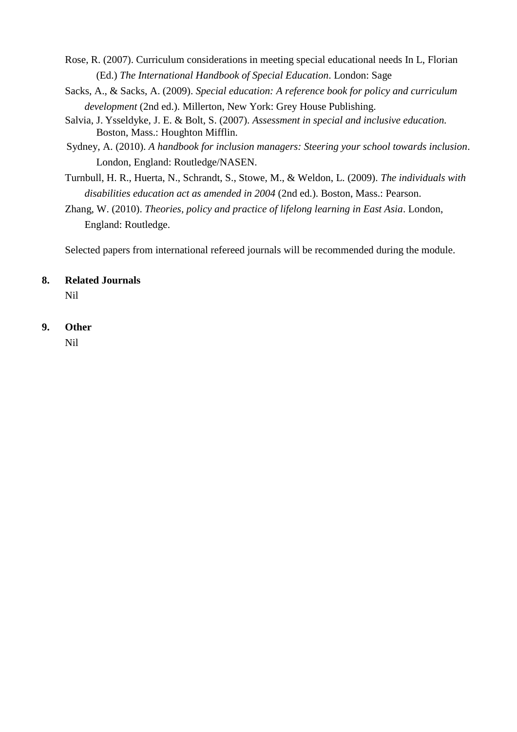Rose, R. (2007). Curriculum considerations in meeting special educational needs In L, Florian (Ed.) *The International Handbook of Special Education*. London: Sage

Sacks, A., & Sacks, A. (2009). *Special education: A reference book for policy and curriculum development* (2nd ed.). Millerton, New York: Grey House Publishing.

Salvia, J. Ysseldyke, J. E. & Bolt, S. (2007). *Assessment in special and inclusive education.* Boston, Mass.: Houghton Mifflin.

Sydney, A. (2010). *A handbook for inclusion managers: Steering your school towards inclusion*. London, England: Routledge/NASEN.

Turnbull, H. R., Huerta, N., Schrandt, S., Stowe, M., & Weldon, L. (2009). *The individuals with disabilities education act as amended in 2004* (2nd ed.). Boston, Mass.: Pearson.

Zhang, W. (2010). *Theories, policy and practice of lifelong learning in East Asia*. London, England: Routledge.

Selected papers from international refereed journals will be recommended during the module.

**8. Related Journals**

Nil

**9. Other**

Nil